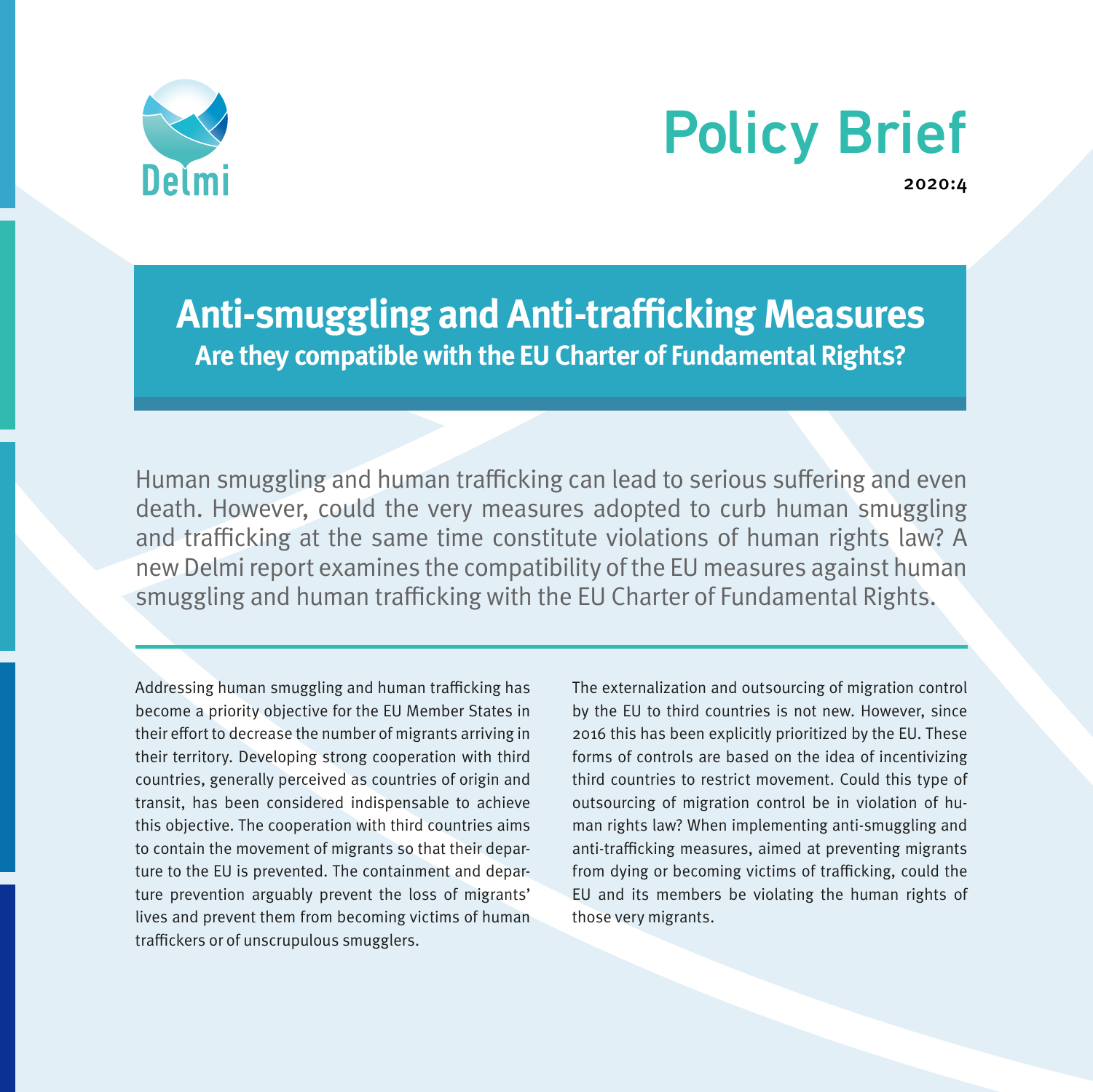Delmi

# Policy Brief

2020:4

## Anti-smuggling and Anti-trafficking Measures

### Are they compatible with the EU Charter of Fundamental Rights?

Human smuggling and human trafficking can lead to serious suffering and even death. However, could the very measures adopted to curb human smuggling and trafficking at the same time constitute violations of human rights law? A new Delmi report examines the compatibility of the EU measures against human smuggling and human trafficking with the EU Charter of Fundamental Rights.

Addressing human smuggling and human trafficking has become a priority objective for the EU Member States in their effort to decrease the number of migrants arriving in their territory. Developing strong cooperation with third countries, generally perceived as countries of origin and transit, has been considered indispensable to achieve this objective. The cooperation with third countries aims to contain the movement of migrants so that their departure to the EU is prevented. The containment and departure prevention arguably prevent the loss of migrants' lives and prevent them from becoming victims of human traffickers or of unscrupulous smugglers.

The externalization and outsourcing of migration control by the EU to third countries is not new. However, since 2016 this has been explicitly prioritized by the EU. These forms of controls are based on the idea of incentivizing third countries to restrict movement. Could this type of outsourcing of migration control be in violation of human rights law? When implementing anti-smuggling and anti-trafficking measures, aimed at preventing migrants from dying or becoming victims of trafficking, could the EU and its members be violating the human rights of those very migrants.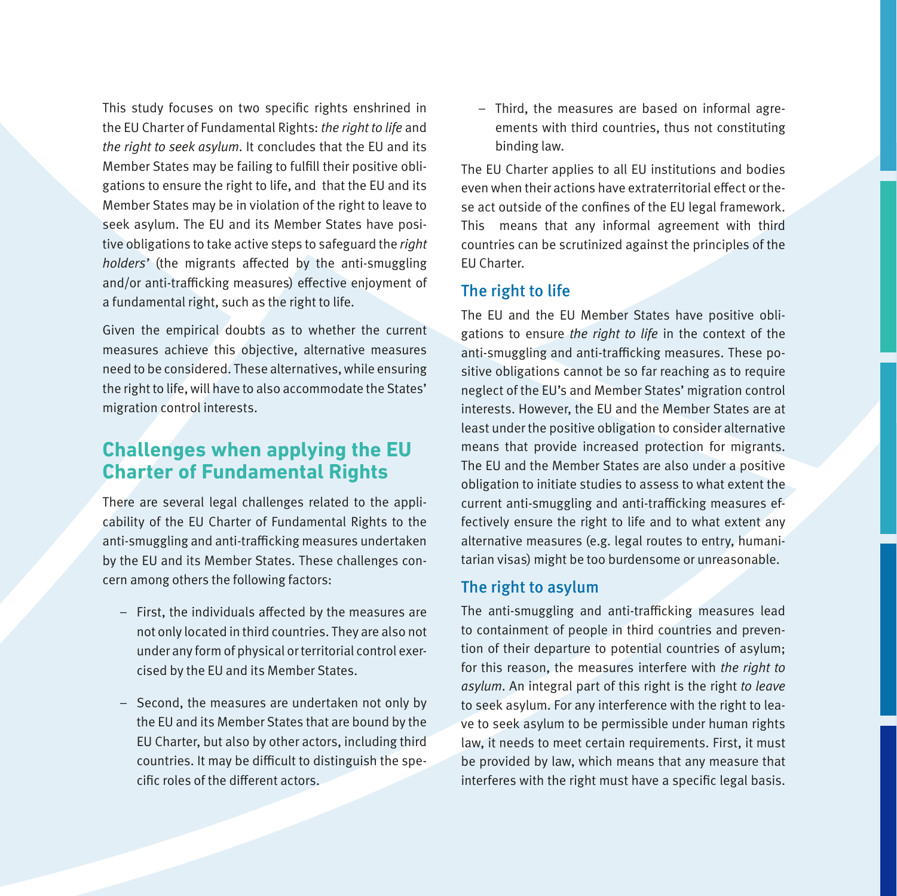This study focuses on two specific rights enshrined in the EU Charter of Fundamental Rights: *the right to life* and *the right to seek asylum*. It concludes that the EU and its Member States may be failing to fulfill their positive obligations to ensure the right to life, and that the EU and its Member States may be in violation of the right to leave to seek asylum. The EU and its Member States have positive obligations to take active steps to safeguard the *right holders'* (the migrants affected by the anti-smuggling and/or anti-trafficking measures) effective enjoyment of a fundamental right, such as the right to life.

Given the empirical doubts as to whether the current measures achieve this objective, alternative measures need to be considered. These alternatives, while ensuring the right to life, will have to also accommodate the States' migration control interests.

## Challenges when applying the EU Charter of Fundamental Rights

There are several legal challenges related to the applicability of the EU Charter of Fundamental Rights to the anti-smuggling and anti-trafficking measures undertaken by the EU and its Member States. These challenges concern among others the following factors:

- First, the individuals affected by the measures are not only located in third countries. They are also not under any form of physical or territorial control exercised by the EU and its Member States.
- Second, the measures are undertaken not only by the EU and its Member States that are bound by the EU Charter, but also by other actors, including third countries. It may be difficult to distinguish the specific roles of the different actors.
- Third, the measures are based on informal agreements with third countries, thus not constituting binding law.

The EU Charter applies to all EU institutions and bodies even when their actions have extraterritorial effect or these act outside of the confines of the EU legal framework. This means that any informal agreement with third countries can be scrutinized against the principles of the EU Charter.

### The right to life

The EU and the EU Member States have positive obligations to ensure *the right to life* in the context of the anti-smuggling and anti-trafficking measures. These positive obligations cannot be so far reaching as to require neglect of the EU's and Member States' migration control interests. However, the EU and the Member States are at least under the positive obligation to consider alternative means that provide increased protection for migrants. The EU and the Member States are also under a positive obligation to initiate studies to assess to what extent the current anti-smuggling and anti-trafficking measures effectively ensure the right to life and to what extent any alternative measures (e.g. legal routes to entry, humanitarian visas) might be too burdensome or unreasonable.

### The right to asylum

The anti-smuggling and anti-trafficking measures lead to containment of people in third countries and prevention of their departure to potential countries of asylum; for this reason, the measures interfere with *the right to asylum*. An integral part of this right is the right *to leave* to seek asylum. For any interference with the right to leave to seek asylum to be permissible under human rights law, it needs to meet certain requirements. First, it must be provided by law, which means that any measure that interferes with the right must have a specific legal basis.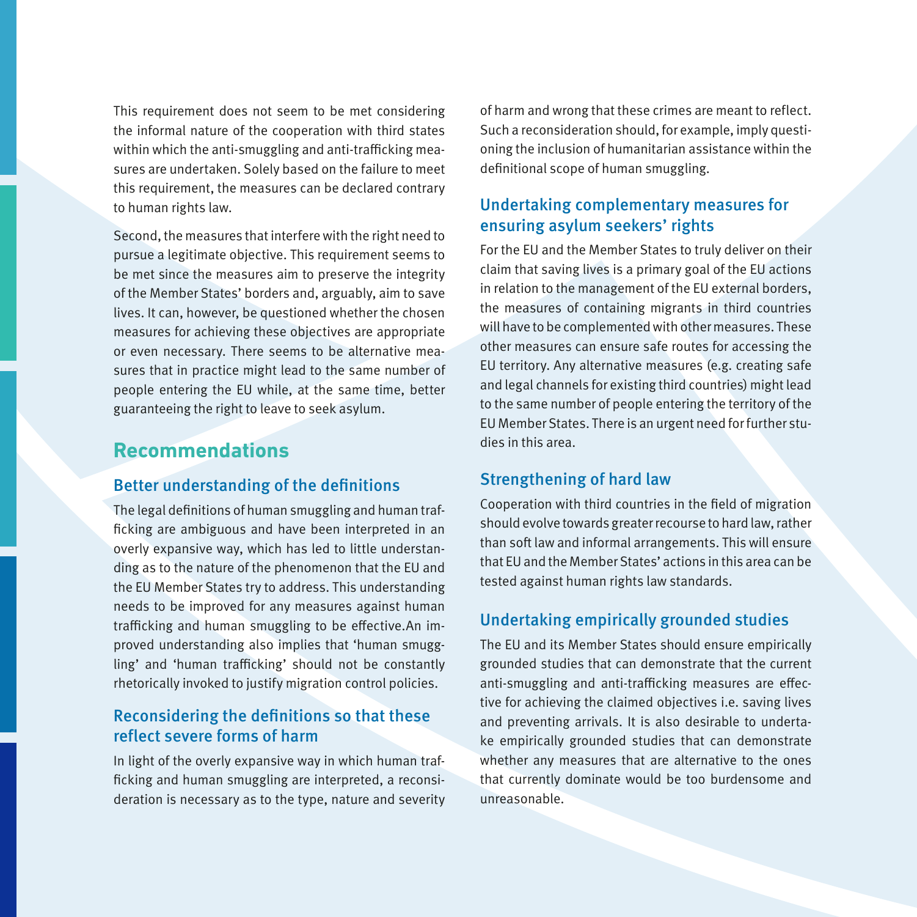This requirement does not seem to be met considering the informal nature of the cooperation with third states within which the anti-smuggling and anti-trafficking measures are undertaken. Solely based on the failure to meet this requirement, the measures can be declared contrary to human rights law.

Second, the measures that interfere with the right need to pursue a legitimate objective. This requirement seems to be met since the measures aim to preserve the integrity of the Member States' borders and, arguably, aim to save lives. It can, however, be questioned whether the chosen measures for achieving these objectives are appropriate or even necessary. There seems to be alternative measures that in practice might lead to the same number of people entering the EU while, at the same time, better guaranteeing the right to leave to seek asylum.

## Recommendations

### Better understanding of the definitions

The legal definitions of human smuggling and human trafficking are ambiguous and have been interpreted in an overly expansive way, which has led to little understanding as to the nature of the phenomenon that the EU and the EU Member States try to address. This understanding needs to be improved for any measures against human trafficking and human smuggling to be effective.An improved understanding also implies that 'human smuggling' and 'human trafficking' should not be constantly rhetorically invoked to justify migration control policies.

### Reconsidering the definitions so that these reflect severe forms of harm

In light of the overly expansive way in which human trafficking and human smuggling are interpreted, a reconsideration is necessary as to the type, nature and severity of harm and wrong that these crimes are meant to reflect. Such a reconsideration should, for example, imply questioning the inclusion of humanitarian assistance within the definitional scope of human smuggling.

### Undertaking complementary measures for ensuring asylum seekers' rights

For the EU and the Member States to truly deliver on their claim that saving lives is a primary goal of the EU actions in relation to the management of the EU external borders, the measures of containing migrants in third countries will have to be complemented with other measures. These other measures can ensure safe routes for accessing the EU territory. Any alternative measures (e.g. creating safe and legal channels for existing third countries) might lead to the same number of people entering the territory of the EU Member States. There is an urgent need for further studies in this area.

### Strengthening of hard law

Cooperation with third countries in the field of migration should evolve towards greater recourse to hard law, rather than soft law and informal arrangements. This will ensure that EU and the Member States' actions in this area can be tested against human rights law standards.

### Undertaking empirically grounded studies

The EU and its Member States should ensure empirically grounded studies that can demonstrate that the current anti-smuggling and anti-trafficking measures are effective for achieving the claimed objectives i.e. saving lives and preventing arrivals. It is also desirable to undertake empirically grounded studies that can demonstrate whether any measures that are alternative to the ones that currently dominate would be too burdensome and unreasonable.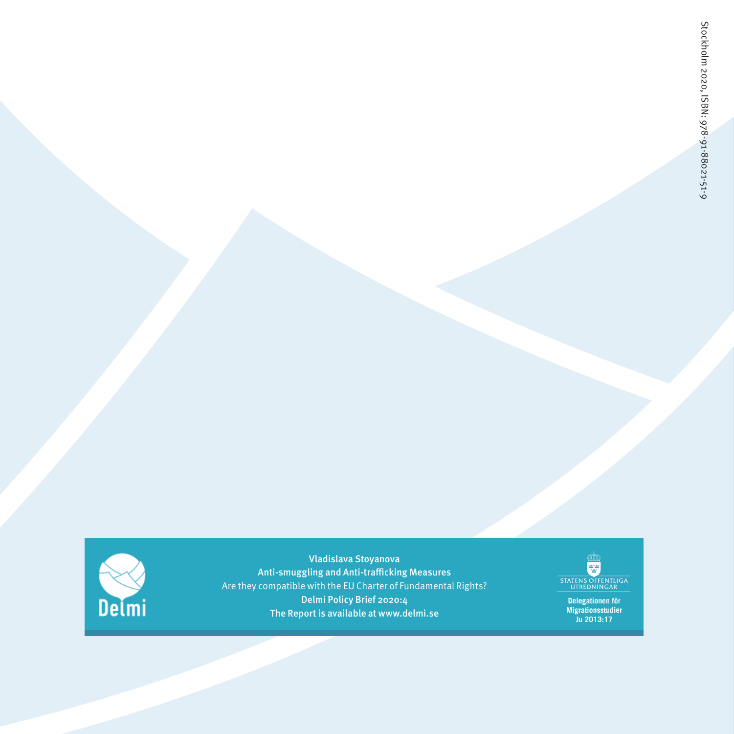Stockholm 2020, ISBN: 978-91-88021-51-9

Vladislava Stoyanova

**Anti-smuggling and Anti-trafficking Measures**

Are they compatible with the EU Charter of Fundamental Rights?

**Delmi Policy Brief 2020:4**

**The Report is available at www.delmi.se**

Delmi

STATENS OFFENTLIGA UTREDNINGAR

**Delegationen för Migrationsstudier**

**Ju 2013:17**